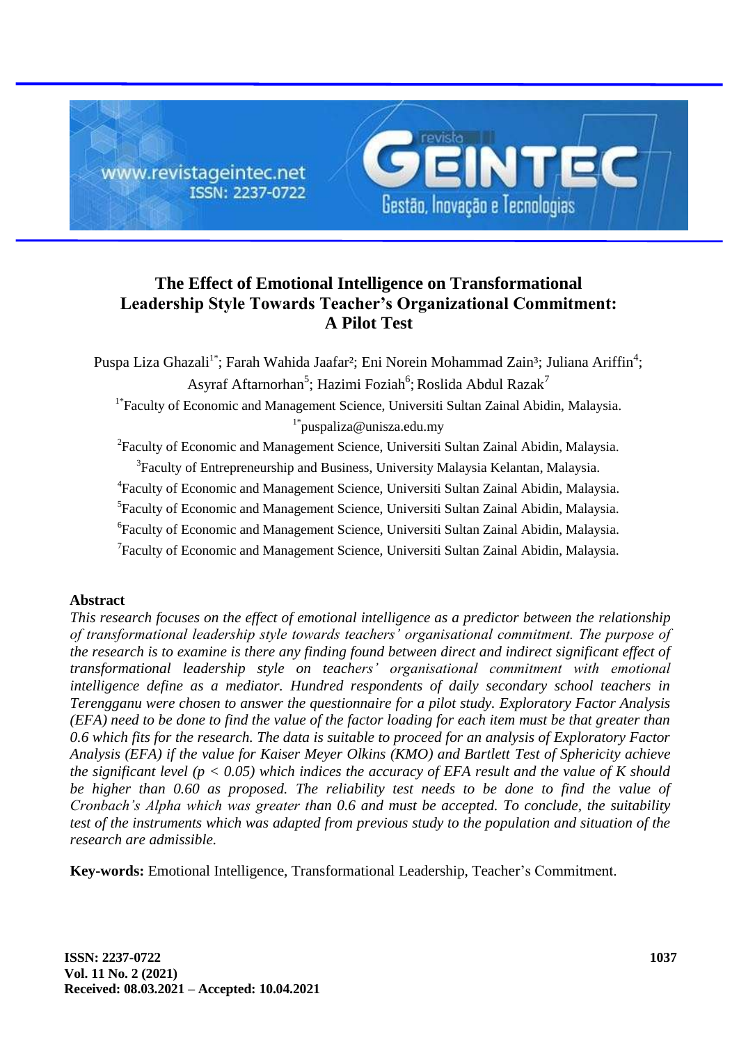# The Effect of Emotional Intelligence on Transformational Leadership Style Towards Teacher's Organizational Commitment: A Pilot Test

Puspa Liza Ghazali[1*]; Farah Wahida Jaafar[2]; Eni Norein Mohammad Zain[3]; Juliana Ariffin[4]; Asyraf Aftarnorhan[5]; Hazimi Foziah[6]; Roslida Abdul Razak[7]

[1*]Faculty of Economic and Management Science, Universiti Sultan Zainal Abidin, Malaysia.
[1*]puspaliza@unisza.edu.my

[2]Faculty of Economic and Management Science, Universiti Sultan Zainal Abidin, Malaysia.

[3]Faculty of Entrepreneurship and Business, University Malaysia Kelantan, Malaysia.

[4]Faculty of Economic and Management Science, Universiti Sultan Zainal Abidin, Malaysia.

[5]Faculty of Economic and Management Science, Universiti Sultan Zainal Abidin, Malaysia.

[6]Faculty of Economic and Management Science, Universiti Sultan Zainal Abidin, Malaysia.

[7]Faculty of Economic and Management Science, Universiti Sultan Zainal Abidin, Malaysia.

## Abstract

*This research focuses on the effect of emotional intelligence as a predictor between the relationship of transformational leadership style towards teachers' organisational commitment. The purpose of the research is to examine is there any finding found between direct and indirect significant effect of transformational leadership style on teachers' organisational commitment with emotional intelligence define as a mediator. Hundred respondents of daily secondary school teachers in Terengganu were chosen to answer the questionnaire for a pilot study. Exploratory Factor Analysis (EFA) need to be done to find the value of the factor loading for each item must be that greater than 0.6 which fits for the research. The data is suitable to proceed for an analysis of Exploratory Factor Analysis (EFA) if the value for Kaiser Meyer Olkins (KMO) and Bartlett Test of Sphericity achieve the significant level ($p < 0.05$) which indices the accuracy of EFA result and the value of K should be higher than 0.60 as proposed. The reliability test needs to be done to find the value of Cronbach's Alpha which was greater than 0.6 and must be accepted. To conclude, the suitability test of the instruments which was adapted from previous study to the population and situation of the research are admissible.*

**Key-words:** Emotional Intelligence, Transformational Leadership, Teacher's Commitment.

**Received: 08.03.2021 – Accepted: 10.04.2021**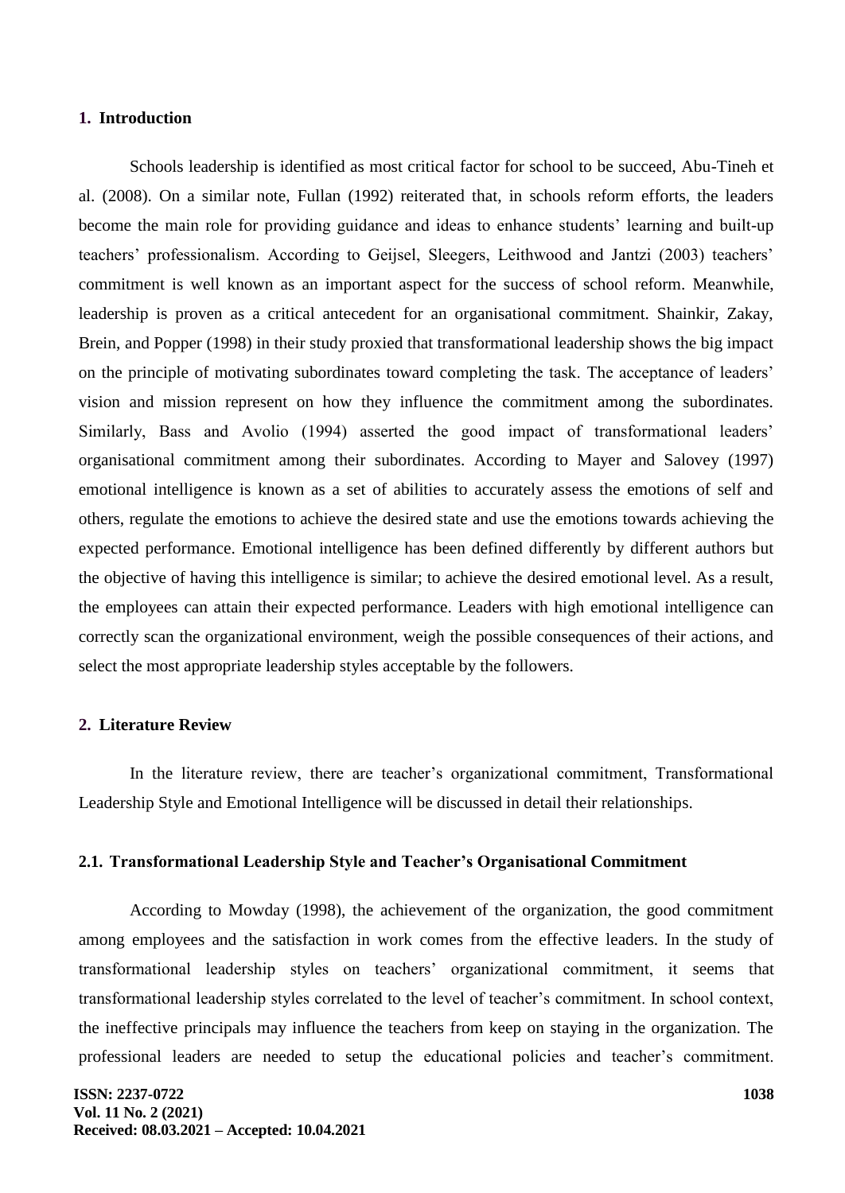## 1. Introduction

Schools leadership is identified as most critical factor for school to be succeed, Abu-Tineh et al. (2008). On a similar note, Fullan (1992) reiterated that, in schools reform efforts, the leaders become the main role for providing guidance and ideas to enhance students' learning and built-up teachers' professionalism. According to Geijsel, Sleegers, Leithwood and Jantzi (2003) teachers' commitment is well known as an important aspect for the success of school reform. Meanwhile, leadership is proven as a critical antecedent for an organisational commitment. Shainkir, Zakay, Brein, and Popper (1998) in their study proxied that transformational leadership shows the big impact on the principle of motivating subordinates toward completing the task. The acceptance of leaders' vision and mission represent on how they influence the commitment among the subordinates. Similarly, Bass and Avolio (1994) asserted the good impact of transformational leaders' organisational commitment among their subordinates. According to Mayer and Salovey (1997) emotional intelligence is known as a set of abilities to accurately assess the emotions of self and others, regulate the emotions to achieve the desired state and use the emotions towards achieving the expected performance. Emotional intelligence has been defined differently by different authors but the objective of having this intelligence is similar; to achieve the desired emotional level. As a result, the employees can attain their expected performance. Leaders with high emotional intelligence can correctly scan the organizational environment, weigh the possible consequences of their actions, and select the most appropriate leadership styles acceptable by the followers.

## 2. Literature Review

In the literature review, there are teacher's organizational commitment, Transformational Leadership Style and Emotional Intelligence will be discussed in detail their relationships.

### 2.1. Transformational Leadership Style and Teacher's Organisational Commitment

According to Mowday (1998), the achievement of the organization, the good commitment among employees and the satisfaction in work comes from the effective leaders. In the study of transformational leadership styles on teachers' organizational commitment, it seems that transformational leadership styles correlated to the level of teacher's commitment. In school context, the ineffective principals may influence the teachers from keep on staying in the organization. The professional leaders are needed to setup the educational policies and teacher's commitment.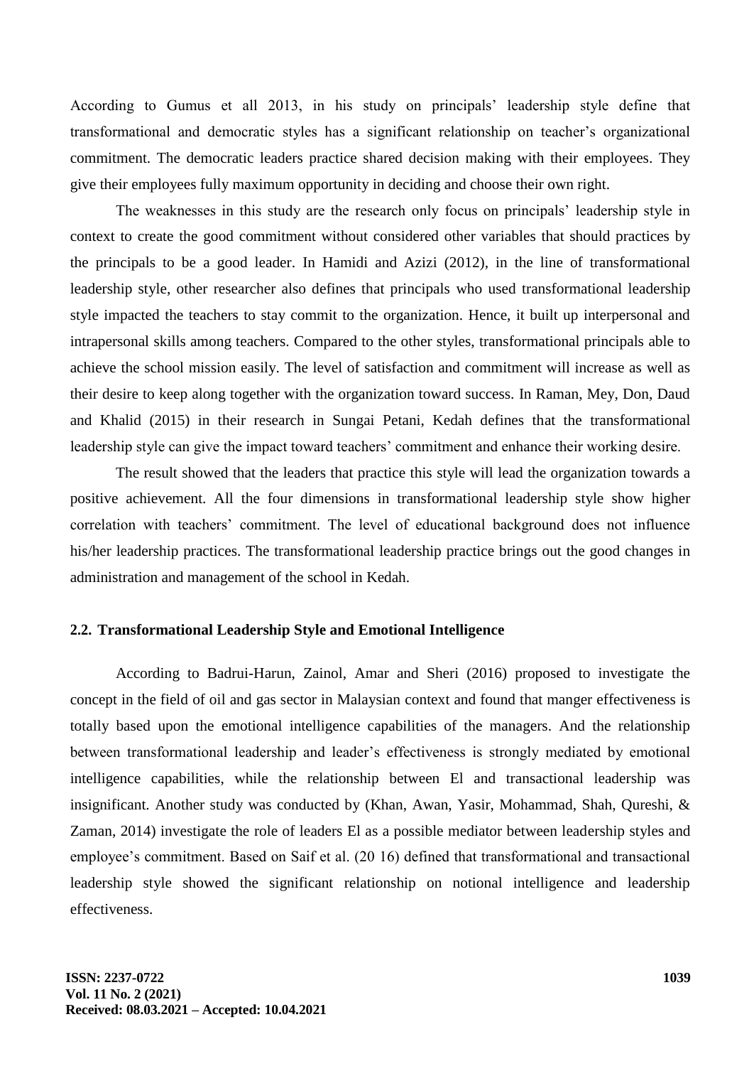According to Gumus et all 2013, in his study on principals' leadership style define that transformational and democratic styles has a significant relationship on teacher's organizational commitment. The democratic leaders practice shared decision making with their employees. They give their employees fully maximum opportunity in deciding and choose their own right.

The weaknesses in this study are the research only focus on principals' leadership style in context to create the good commitment without considered other variables that should practices by the principals to be a good leader. In Hamidi and Azizi (2012), in the line of transformational leadership style, other researcher also defines that principals who used transformational leadership style impacted the teachers to stay commit to the organization. Hence, it built up interpersonal and intrapersonal skills among teachers. Compared to the other styles, transformational principals able to achieve the school mission easily. The level of satisfaction and commitment will increase as well as their desire to keep along together with the organization toward success. In Raman, Mey, Don, Daud and Khalid (2015) in their research in Sungai Petani, Kedah defines that the transformational leadership style can give the impact toward teachers' commitment and enhance their working desire.

The result showed that the leaders that practice this style will lead the organization towards a positive achievement. All the four dimensions in transformational leadership style show higher correlation with teachers' commitment. The level of educational background does not influence his/her leadership practices. The transformational leadership practice brings out the good changes in administration and management of the school in Kedah.

## 2.2. Transformational Leadership Style and Emotional Intelligence

According to Badrui-Harun, Zainol, Amar and Sheri (2016) proposed to investigate the concept in the field of oil and gas sector in Malaysian context and found that manger effectiveness is totally based upon the emotional intelligence capabilities of the managers. And the relationship between transformational leadership and leader's effectiveness is strongly mediated by emotional intelligence capabilities, while the relationship between El and transactional leadership was insignificant. Another study was conducted by (Khan, Awan, Yasir, Mohammad, Shah, Qureshi, & Zaman, 2014) investigate the role of leaders El as a possible mediator between leadership styles and employee's commitment. Based on Saif et al. (20 16) defined that transformational and transactional leadership style showed the significant relationship on notional intelligence and leadership effectiveness.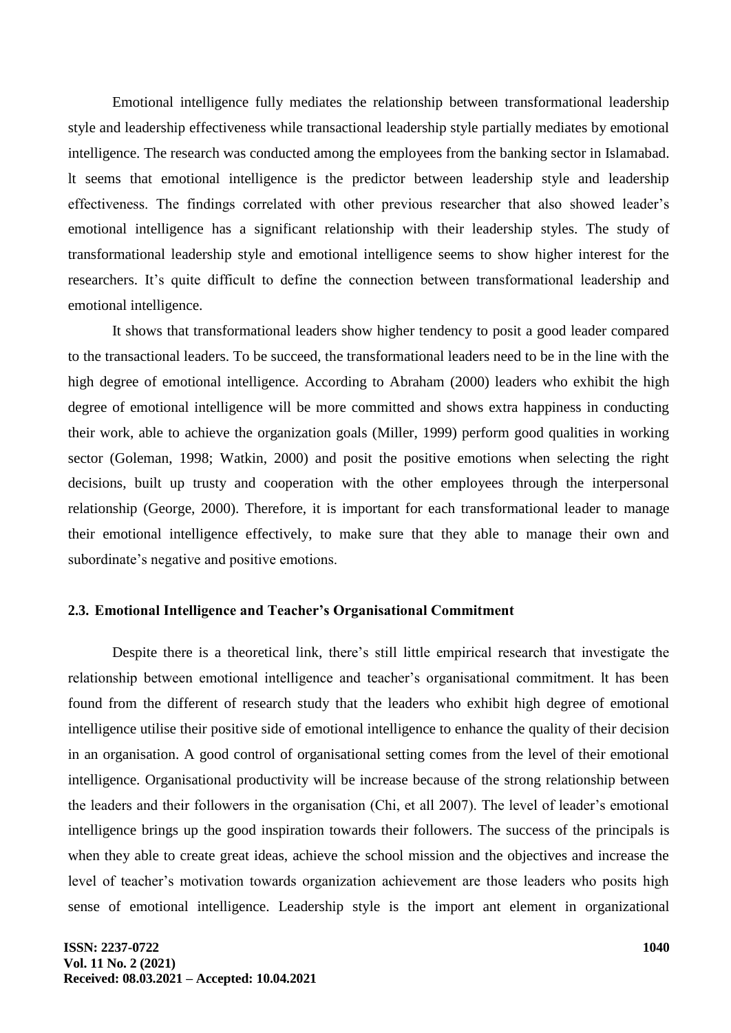Emotional intelligence fully mediates the relationship between transformational leadership style and leadership effectiveness while transactional leadership style partially mediates by emotional intelligence. The research was conducted among the employees from the banking sector in Islamabad. lt seems that emotional intelligence is the predictor between leadership style and leadership effectiveness. The findings correlated with other previous researcher that also showed leader's emotional intelligence has a significant relationship with their leadership styles. The study of transformational leadership style and emotional intelligence seems to show higher interest for the researchers. It's quite difficult to define the connection between transformational leadership and emotional intelligence.

It shows that transformational leaders show higher tendency to posit a good leader compared to the transactional leaders. To be succeed, the transformational leaders need to be in the line with the high degree of emotional intelligence. According to Abraham (2000) leaders who exhibit the high degree of emotional intelligence will be more committed and shows extra happiness in conducting their work, able to achieve the organization goals (Miller, 1999) perform good qualities in working sector (Goleman, 1998; Watkin, 2000) and posit the positive emotions when selecting the right decisions, built up trusty and cooperation with the other employees through the interpersonal relationship (George, 2000). Therefore, it is important for each transformational leader to manage their emotional intelligence effectively, to make sure that they able to manage their own and subordinate's negative and positive emotions.

## 2.3. Emotional Intelligence and Teacher's Organisational Commitment

Despite there is a theoretical link, there's still little empirical research that investigate the relationship between emotional intelligence and teacher's organisational commitment. lt has been found from the different of research study that the leaders who exhibit high degree of emotional intelligence utilise their positive side of emotional intelligence to enhance the quality of their decision in an organisation. A good control of organisational setting comes from the level of their emotional intelligence. Organisational productivity will be increase because of the strong relationship between the leaders and their followers in the organisation (Chi, et all 2007). The level of leader's emotional intelligence brings up the good inspiration towards their followers. The success of the principals is when they able to create great ideas, achieve the school mission and the objectives and increase the level of teacher's motivation towards organization achievement are those leaders who posits high sense of emotional intelligence. Leadership style is the import ant element in organizational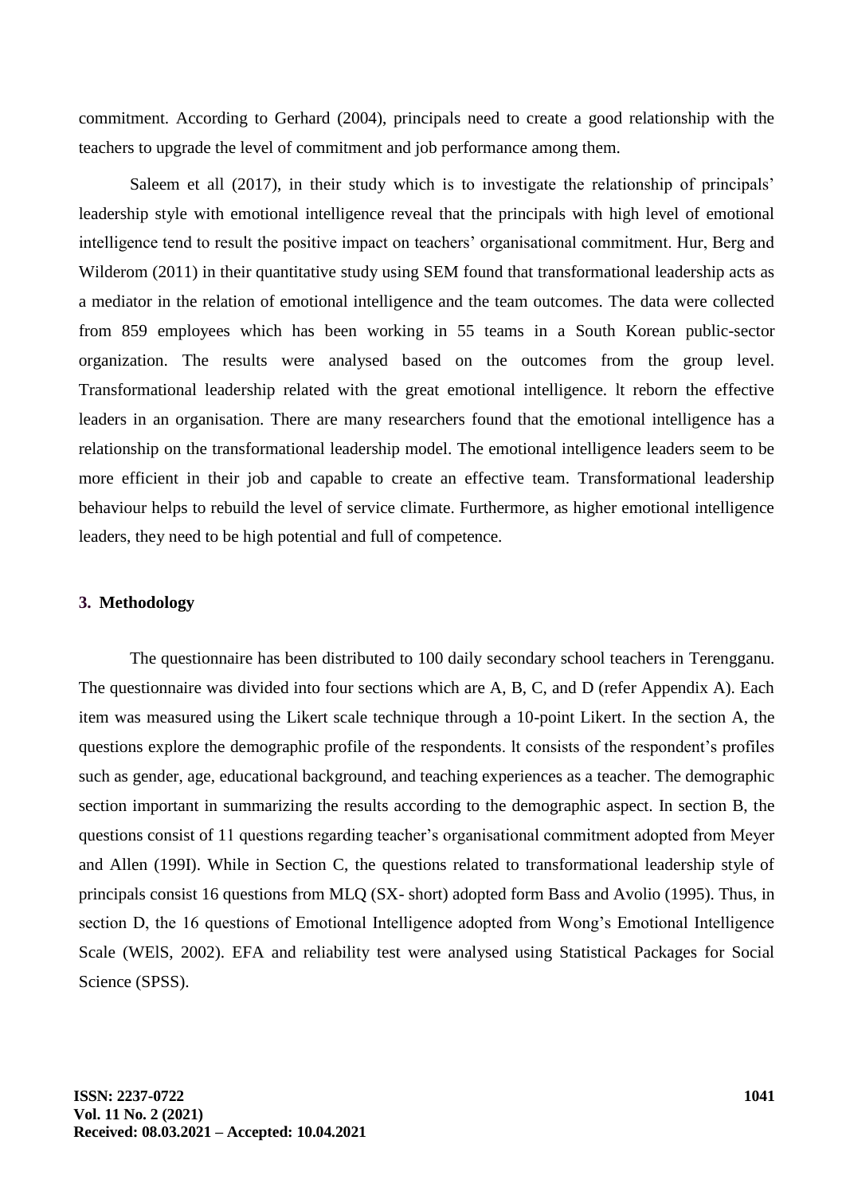commitment. According to Gerhard (2004), principals need to create a good relationship with the teachers to upgrade the level of commitment and job performance among them.

Saleem et all (2017), in their study which is to investigate the relationship of principals' leadership style with emotional intelligence reveal that the principals with high level of emotional intelligence tend to result the positive impact on teachers' organisational commitment. Hur, Berg and Wilderom (2011) in their quantitative study using SEM found that transformational leadership acts as a mediator in the relation of emotional intelligence and the team outcomes. The data were collected from 859 employees which has been working in 55 teams in a South Korean public-sector organization. The results were analysed based on the outcomes from the group level. Transformational leadership related with the great emotional intelligence. lt reborn the effective leaders in an organisation. There are many researchers found that the emotional intelligence has a relationship on the transformational leadership model. The emotional intelligence leaders seem to be more efficient in their job and capable to create an effective team. Transformational leadership behaviour helps to rebuild the level of service climate. Furthermore, as higher emotional intelligence leaders, they need to be high potential and full of competence.

## 3. Methodology

The questionnaire has been distributed to 100 daily secondary school teachers in Terengganu. The questionnaire was divided into four sections which are A, B, C, and D (refer Appendix A). Each item was measured using the Likert scale technique through a 10-point Likert. In the section A, the questions explore the demographic profile of the respondents. lt consists of the respondent's profiles such as gender, age, educational background, and teaching experiences as a teacher. The demographic section important in summarizing the results according to the demographic aspect. In section B, the questions consist of 11 questions regarding teacher's organisational commitment adopted from Meyer and Allen (199I). While in Section C, the questions related to transformational leadership style of principals consist 16 questions from MLQ (SX- short) adopted form Bass and Avolio (1995). Thus, in section D, the 16 questions of Emotional Intelligence adopted from Wong's Emotional Intelligence Scale (WElS, 2002). EFA and reliability test were analysed using Statistical Packages for Social Science (SPSS).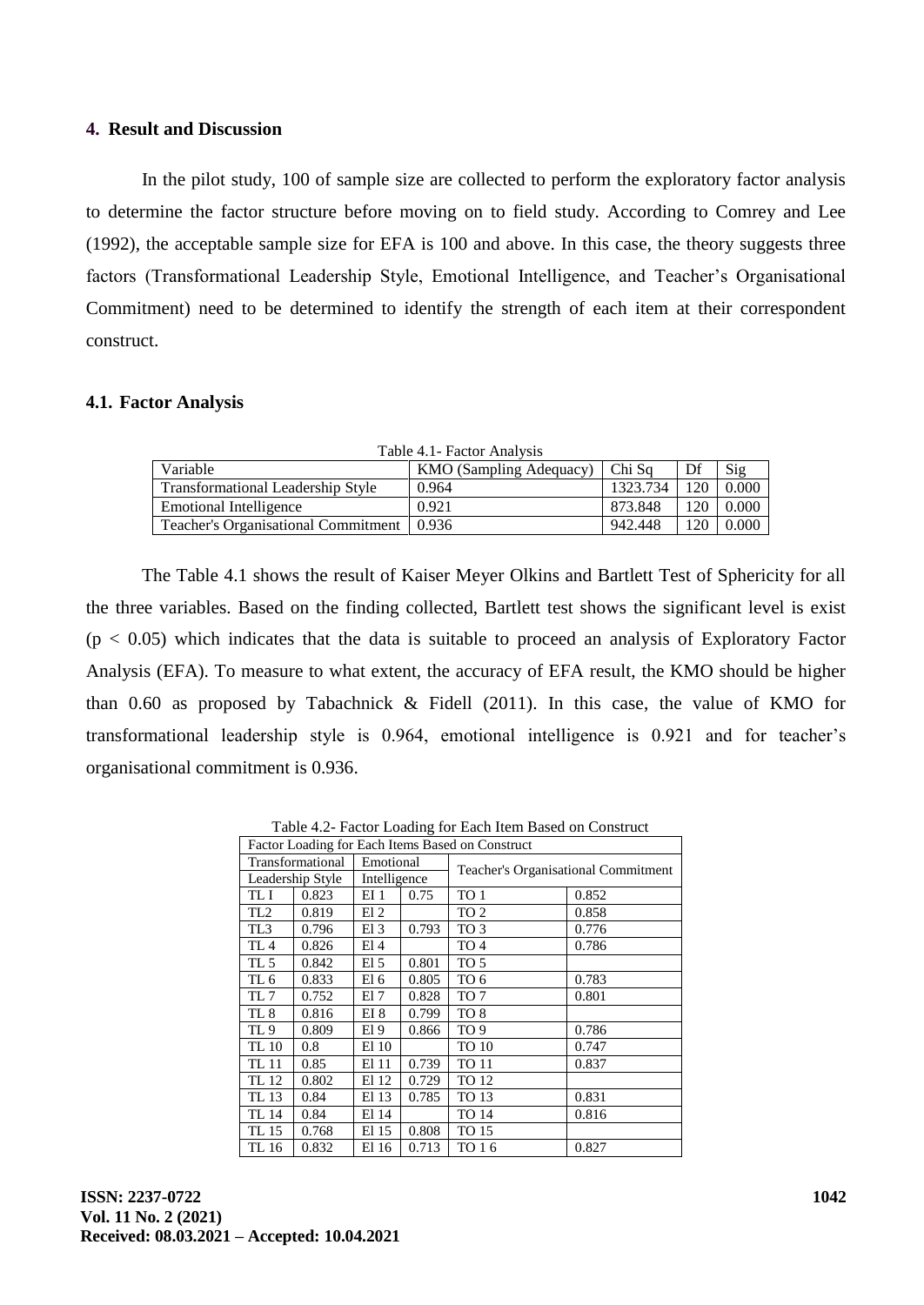## 4. Result and Discussion

In the pilot study, 100 of sample size are collected to perform the exploratory factor analysis to determine the factor structure before moving on to field study. According to Comrey and Lee (1992), the acceptable sample size for EFA is 100 and above. In this case, the theory suggests three factors (Transformational Leadership Style, Emotional Intelligence, and Teacher's Organisational Commitment) need to be determined to identify the strength of each item at their correspondent construct.

### 4.1. Factor Analysis

Table 4.1- Factor Analysis

| Variable | KMO (Sampling Adequacy) | Chi Sq | Df | Sig |
|---|---|---|---|---|
| Transformational Leadership Style | 0.964 | 1323.734 | 120 | 0.000 |
| Emotional Intelligence | 0.921 | 873.848 | 120 | 0.000 |
| Teacher's Organisational Commitment | 0.936 | 942.448 | 120 | 0.000 |

The Table 4.1 shows the result of Kaiser Meyer Olkins and Bartlett Test of Sphericity for all the three variables. Based on the finding collected, Bartlett test shows the significant level is exist ($p < 0.05$) which indicates that the data is suitable to proceed an analysis of Exploratory Factor Analysis (EFA). To measure to what extent, the accuracy of EFA result, the KMO should be higher than 0.60 as proposed by Tabachnick & Fidell (2011). In this case, the value of KMO for transformational leadership style is 0.964, emotional intelligence is 0.921 and for teacher's organisational commitment is 0.936.

Table 4.2- Factor Loading for Each Item Based on Construct

| Factor Loading for Each Items Based on Construct | | | | | |
|---|---|---|---|---|---|
| Transformational Leadership Style | | Emotional Intelligence | | Teacher's Organisational Commitment | |
| TL I | 0.823 | EI 1 | 0.75 | TO 1 | 0.852 |
| TL2 | 0.819 | El 2 | | TO 2 | 0.858 |
| TL3 | 0.796 | El 3 | 0.793 | TO 3 | 0.776 |
| TL 4 | 0.826 | El 4 | | TO 4 | 0.786 |
| TL 5 | 0.842 | El 5 | 0.801 | TO 5 | |
| TL 6 | 0.833 | El 6 | 0.805 | TO 6 | 0.783 |
| TL 7 | 0.752 | El 7 | 0.828 | TO 7 | 0.801 |
| TL 8 | 0.816 | EI 8 | 0.799 | TO 8 | |
| TL 9 | 0.809 | El 9 | 0.866 | TO 9 | 0.786 |
| TL 10 | 0.8 | El 10 | | TO 10 | 0.747 |
| TL 11 | 0.85 | El 11 | 0.739 | TO 11 | 0.837 |
| TL 12 | 0.802 | El 12 | 0.729 | TO 12 | |
| TL 13 | 0.84 | El 13 | 0.785 | TO 13 | 0.831 |
| TL 14 | 0.84 | El 14 | | TO 14 | 0.816 |
| TL 15 | 0.768 | El 15 | 0.808 | TO 15 | |
| TL 16 | 0.832 | El 16 | 0.713 | TO 1 6 | 0.827 |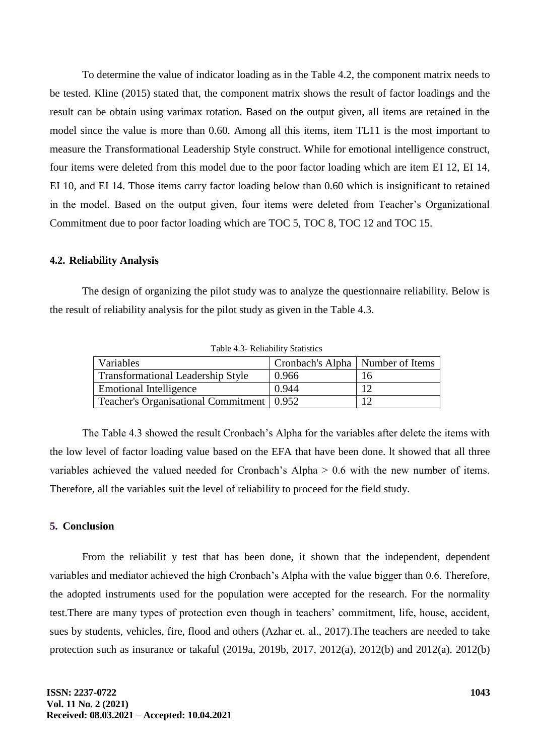To determine the value of indicator loading as in the Table 4.2, the component matrix needs to be tested. Kline (2015) stated that, the component matrix shows the result of factor loadings and the result can be obtain using varimax rotation. Based on the output given, all items are retained in the model since the value is more than 0.60. Among all this items, item TL11 is the most important to measure the Transformational Leadership Style construct. While for emotional intelligence construct, four items were deleted from this model due to the poor factor loading which are item EI 12, EI 14, EI 10, and EI 14. Those items carry factor loading below than 0.60 which is insignificant to retained in the model. Based on the output given, four items were deleted from Teacher's Organizational Commitment due to poor factor loading which are TOC 5, TOC 8, TOC 12 and TOC 15.

## 4.2. Reliability Analysis

The design of organizing the pilot study was to analyze the questionnaire reliability. Below is the result of reliability analysis for the pilot study as given in the Table 4.3.

Table 4.3- Reliability Statistics

| Variables | Cronbach's Alpha | Number of Items |
|---|---|---|
| Transformational Leadership Style | 0.966 | 16 |
| Emotional Intelligence | 0.944 | 12 |
| Teacher's Organisational Commitment | 0.952 | 12 |

The Table 4.3 showed the result Cronbach's Alpha for the variables after delete the items with the low level of factor loading value based on the EFA that have been done. lt showed that all three variables achieved the valued needed for Cronbach's Alpha > 0.6 with the new number of items. Therefore, all the variables suit the level of reliability to proceed for the field study.

## 5. Conclusion

From the reliabilit y test that has been done, it shown that the independent, dependent variables and mediator achieved the high Cronbach's Alpha with the value bigger than 0.6. Therefore, the adopted instruments used for the population were accepted for the research. For the normality test.There are many types of protection even though in teachers' commitment, life, house, accident, sues by students, vehicles, fire, flood and others (Azhar et. al., 2017).The teachers are needed to take protection such as insurance or takaful (2019a, 2019b, 2017, 2012(a), 2012(b) and 2012(a). 2012(b)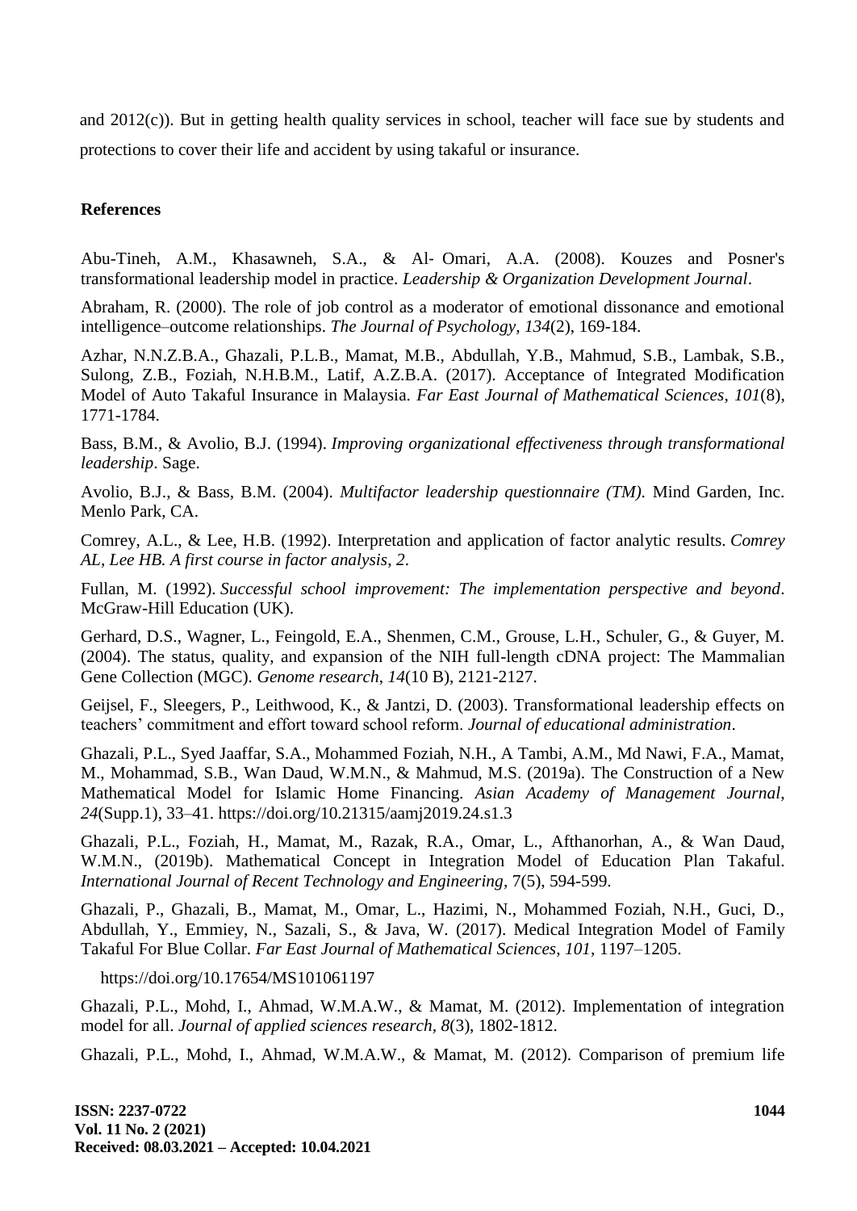and 2012(c)). But in getting health quality services in school, teacher will face sue by students and protections to cover their life and accident by using takaful or insurance.

**References**

Abu-Tineh, A.M., Khasawneh, S.A., & Al- Omari, A.A. (2008). Kouzes and Posner's transformational leadership model in practice. *Leadership & Organization Development Journal*.

Abraham, R. (2000). The role of job control as a moderator of emotional dissonance and emotional intelligence–outcome relationships. *The Journal of Psychology*, *134*(2), 169-184.

Azhar, N.N.Z.B.A., Ghazali, P.L.B., Mamat, M.B., Abdullah, Y.B., Mahmud, S.B., Lambak, S.B., Sulong, Z.B., Foziah, N.H.B.M., Latif, A.Z.B.A. (2017). Acceptance of Integrated Modification Model of Auto Takaful Insurance in Malaysia. *Far East Journal of Mathematical Sciences*, *101*(8), 1771-1784.

Bass, B.M., & Avolio, B.J. (1994). *Improving organizational effectiveness through transformational leadership*. Sage.

Avolio, B.J., & Bass, B.M. (2004). *Multifactor leadership questionnaire (TM)*. Mind Garden, Inc. Menlo Park, CA.

Comrey, A.L., & Lee, H.B. (1992). Interpretation and application of factor analytic results. *Comrey AL, Lee HB. A first course in factor analysis*, *2*.

Fullan, M. (1992). *Successful school improvement: The implementation perspective and beyond*. McGraw-Hill Education (UK).

Gerhard, D.S., Wagner, L., Feingold, E.A., Shenmen, C.M., Grouse, L.H., Schuler, G., & Guyer, M. (2004). The status, quality, and expansion of the NIH full-length cDNA project: The Mammalian Gene Collection (MGC). *Genome research*, *14*(10 B), 2121-2127.

Geijsel, F., Sleegers, P., Leithwood, K., & Jantzi, D. (2003). Transformational leadership effects on teachers' commitment and effort toward school reform. *Journal of educational administration*.

Ghazali, P.L., Syed Jaaffar, S.A., Mohammed Foziah, N.H., A Tambi, A.M., Md Nawi, F.A., Mamat, M., Mohammad, S.B., Wan Daud, W.M.N., & Mahmud, M.S. (2019a). The Construction of a New Mathematical Model for Islamic Home Financing. *Asian Academy of Management Journal*, *24*(Supp.1), 33–41. https://doi.org/10.21315/aamj2019.24.s1.3

Ghazali, P.L., Foziah, H., Mamat, M., Razak, R.A., Omar, L., Afthanorhan, A., & Wan Daud, W.M.N., (2019b). Mathematical Concept in Integration Model of Education Plan Takaful. *International Journal of Recent Technology and Engineering*, 7(5), 594-599.

Ghazali, P., Ghazali, B., Mamat, M., Omar, L., Hazimi, N., Mohammed Foziah, N.H., Guci, D., Abdullah, Y., Emmiey, N., Sazali, S., & Java, W. (2017). Medical Integration Model of Family Takaful For Blue Collar. *Far East Journal of Mathematical Sciences*, *101*, 1197–1205.

https://doi.org/10.17654/MS101061197

Ghazali, P.L., Mohd, I., Ahmad, W.M.A.W., & Mamat, M. (2012). Implementation of integration model for all. *Journal of applied sciences research*, *8*(3), 1802-1812.

Ghazali, P.L., Mohd, I., Ahmad, W.M.A.W., & Mamat, M. (2012). Comparison of premium life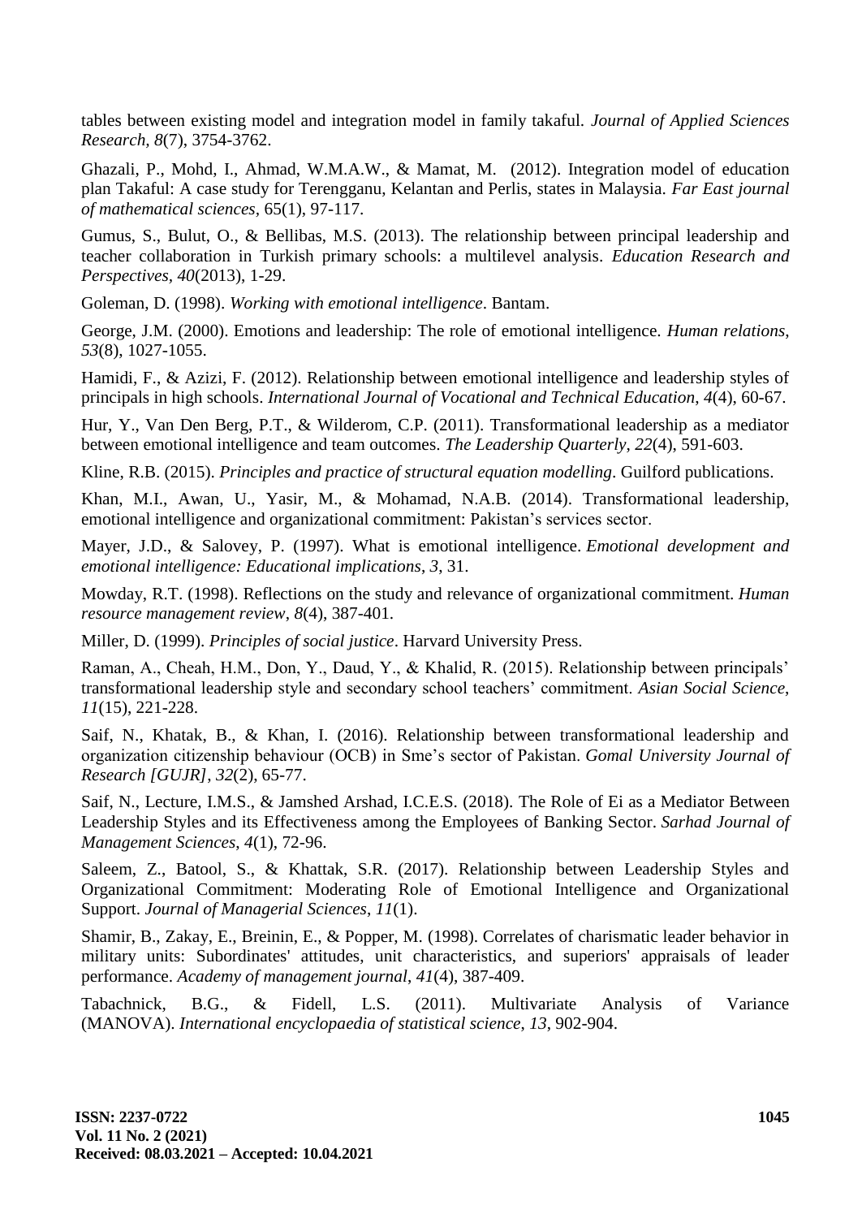tables between existing model and integration model in family takaful. *Journal of Applied Sciences Research*, *8*(7), 3754-3762.

Ghazali, P., Mohd, I., Ahmad, W.M.A.W., & Mamat, M. (2012). Integration model of education plan Takaful: A case study for Terengganu, Kelantan and Perlis, states in Malaysia. *Far East journal of mathematical sciences*, 65(1), 97-117.

Gumus, S., Bulut, O., & Bellibas, M.S. (2013). The relationship between principal leadership and teacher collaboration in Turkish primary schools: a multilevel analysis. *Education Research and Perspectives*, *40*(2013), 1-29.

Goleman, D. (1998). *Working with emotional intelligence*. Bantam.

George, J.M. (2000). Emotions and leadership: The role of emotional intelligence. *Human relations*, *53*(8), 1027-1055.

Hamidi, F., & Azizi, F. (2012). Relationship between emotional intelligence and leadership styles of principals in high schools. *International Journal of Vocational and Technical Education*, *4*(4), 60-67.

Hur, Y., Van Den Berg, P.T., & Wilderom, C.P. (2011). Transformational leadership as a mediator between emotional intelligence and team outcomes. *The Leadership Quarterly*, *22*(4), 591-603.

Kline, R.B. (2015). *Principles and practice of structural equation modelling*. Guilford publications.

Khan, M.I., Awan, U., Yasir, M., & Mohamad, N.A.B. (2014). Transformational leadership, emotional intelligence and organizational commitment: Pakistan's services sector.

Mayer, J.D., & Salovey, P. (1997). What is emotional intelligence. *Emotional development and emotional intelligence: Educational implications*, *3*, 31.

Mowday, R.T. (1998). Reflections on the study and relevance of organizational commitment. *Human resource management review*, *8*(4), 387-401.

Miller, D. (1999). *Principles of social justice*. Harvard University Press.

Raman, A., Cheah, H.M., Don, Y., Daud, Y., & Khalid, R. (2015). Relationship between principals' transformational leadership style and secondary school teachers' commitment. *Asian Social Science*, *11*(15), 221-228.

Saif, N., Khatak, B., & Khan, I. (2016). Relationship between transformational leadership and organization citizenship behaviour (OCB) in Sme's sector of Pakistan. *Gomal University Journal of Research [GUJR]*, *32*(2), 65-77.

Saif, N., Lecture, I.M.S., & Jamshed Arshad, I.C.E.S. (2018). The Role of Ei as a Mediator Between Leadership Styles and its Effectiveness among the Employees of Banking Sector. *Sarhad Journal of Management Sciences*, *4*(1), 72-96.

Saleem, Z., Batool, S., & Khattak, S.R. (2017). Relationship between Leadership Styles and Organizational Commitment: Moderating Role of Emotional Intelligence and Organizational Support. *Journal of Managerial Sciences*, *11*(1).

Shamir, B., Zakay, E., Breinin, E., & Popper, M. (1998). Correlates of charismatic leader behavior in military units: Subordinates' attitudes, unit characteristics, and superiors' appraisals of leader performance. *Academy of management journal*, *41*(4), 387-409.

Tabachnick, B.G., & Fidell, L.S. (2011). Multivariate Analysis of Variance (MANOVA). *International encyclopaedia of statistical science*, *13*, 902-904.